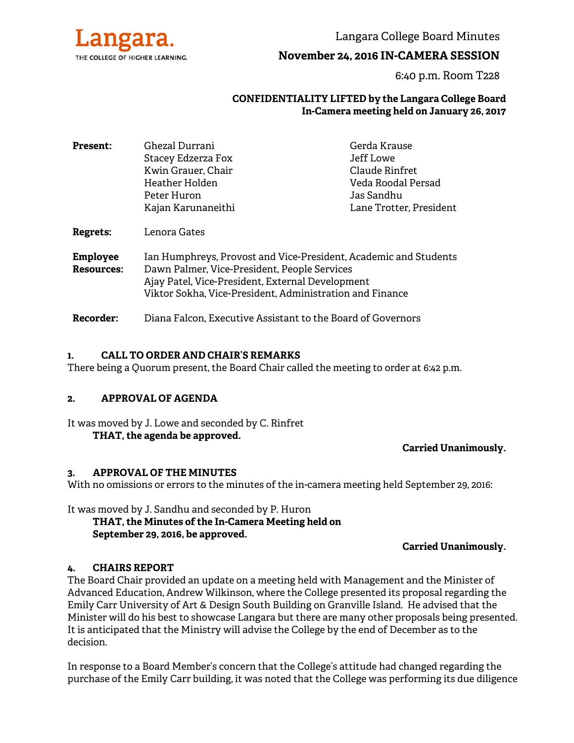Langara.
THE COLLEGE OF HIGHER LEARNING.

# Langara College Board Minutes

## November 24, 2016 IN-CAMERA SESSION

6:40 p.m. Room T228

**CONFIDENTIALITY LIFTED by the Langara College Board In-Camera meeting held on January 26, 2017**

| | | |
|---|---|---|
| **Present:** | Ghezal Durrani | Gerda Krause |
| | Stacey Edzerza Fox | Jeff Lowe |
| | Kwin Grauer, Chair | Claude Rinfret |
| | Heather Holden | Veda Roodal Persad |
| | Peter Huron | Jas Sandhu |
| | Kajan Karunaneithi | Lane Trotter, President |
| **Regrets:** | Lenora Gates | |
| **Employee Resources:** | Ian Humphreys, Provost and Vice-President, Academic and Students | |
| | Dawn Palmer, Vice-President, People Services | |
| | Ajay Patel, Vice-President, External Development | |
| | Viktor Sokha, Vice-President, Administration and Finance | |
| **Recorder:** | Diana Falcon, Executive Assistant to the Board of Governors | |

### 1. CALL TO ORDER AND CHAIR'S REMARKS

There being a Quorum present, the Board Chair called the meeting to order at 6:42 p.m.

### 2. APPROVAL OF AGENDA

It was moved by J. Lowe and seconded by C. Rinfret

**THAT, the agenda be approved.**

**Carried Unanimously.**

### 3. APPROVAL OF THE MINUTES

With no omissions or errors to the minutes of the in-camera meeting held September 29, 2016:

It was moved by J. Sandhu and seconded by P. Huron

**THAT, the Minutes of the In-Camera Meeting held on September 29, 2016, be approved.**

**Carried Unanimously.**

### 4. CHAIRS REPORT

The Board Chair provided an update on a meeting held with Management and the Minister of Advanced Education, Andrew Wilkinson, where the College presented its proposal regarding the Emily Carr University of Art & Design South Building on Granville Island. He advised that the Minister will do his best to showcase Langara but there are many other proposals being presented. It is anticipated that the Ministry will advise the College by the end of December as to the decision.

In response to a Board Member's concern that the College's attitude had changed regarding the purchase of the Emily Carr building, it was noted that the College was performing its due diligence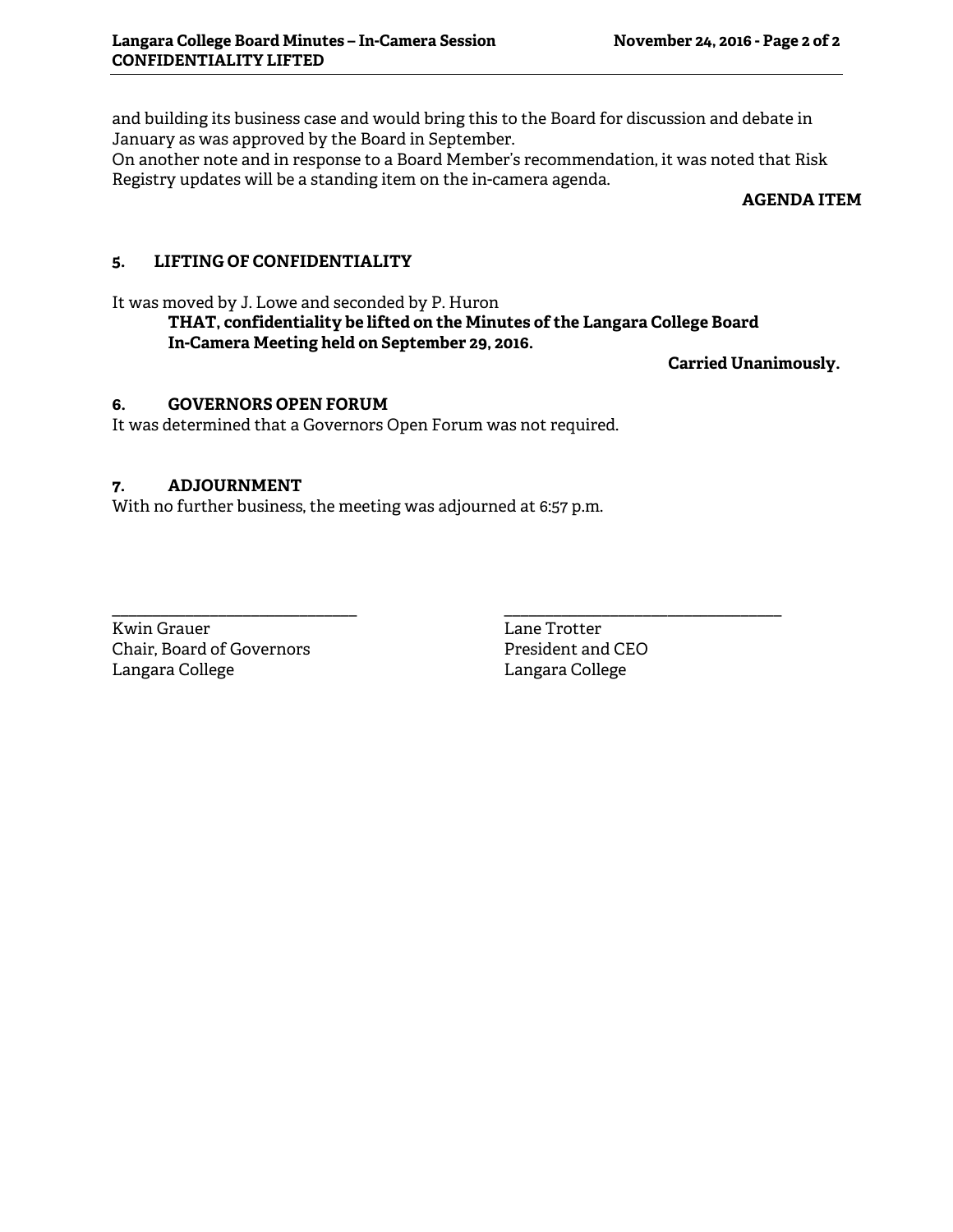and building its business case and would bring this to the Board for discussion and debate in January as was approved by the Board in September.

On another note and in response to a Board Member's recommendation, it was noted that Risk Registry updates will be a standing item on the in-camera agenda.

**AGENDA ITEM**

## 5. LIFTING OF CONFIDENTIALITY

It was moved by J. Lowe and seconded by P. Huron

**THAT, confidentiality be lifted on the Minutes of the Langara College Board In-Camera Meeting held on September 29, 2016.**

**Carried Unanimously.**

## 6. GOVERNORS OPEN FORUM

It was determined that a Governors Open Forum was not required.

## 7. ADJOURNMENT

With no further business, the meeting was adjourned at 6:57 p.m.

\_\_\_\_\_\_\_\_\_\_\_\_\_\_\_\_\_\_\_\_\_\_\_\_\_\_\_\_\_\_
Kwin Grauer
Chair, Board of Governors
Langara College

\_\_\_\_\_\_\_\_\_\_\_\_\_\_\_\_\_\_\_\_\_\_\_\_\_\_\_\_\_\_
Lane Trotter
President and CEO
Langara College